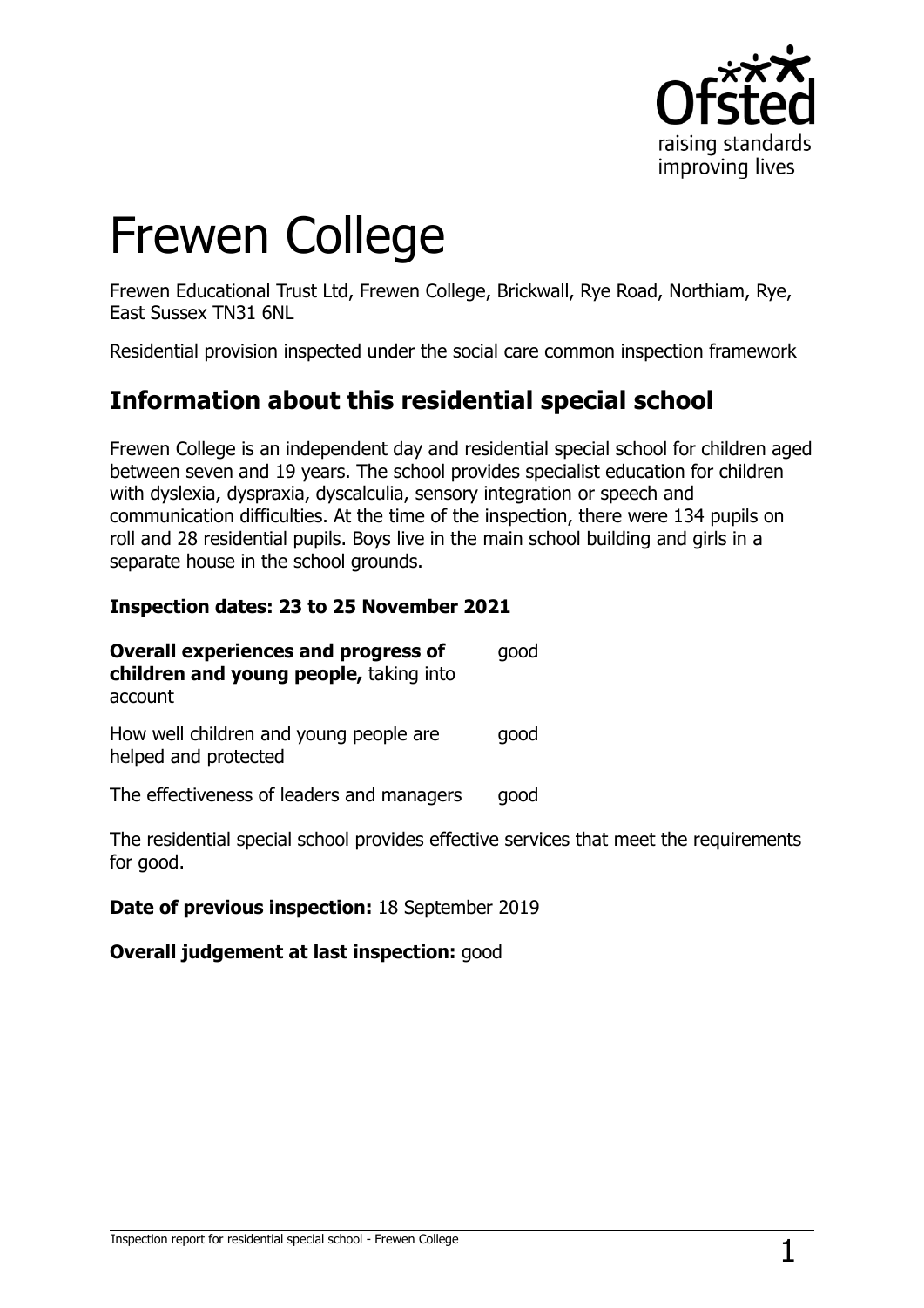# Frewen College

Frewen Educational Trust Ltd, Frewen College, Brickwall, Rye Road, Northiam, Rye, East Sussex TN31 6NL

Residential provision inspected under the social care common inspection framework

## Information about this residential special school

Frewen College is an independent day and residential special school for children aged between seven and 19 years. The school provides specialist education for children with dyslexia, dyspraxia, dyscalculia, sensory integration or speech and communication difficulties. At the time of the inspection, there were 134 pupils on roll and 28 residential pupils. Boys live in the main school building and girls in a separate house in the school grounds.

**Inspection dates: 23 to 25 November 2021**

| | |
|---|---|
| **Overall experiences and progress of children and young people,** taking into account | good |
| How well children and young people are helped and protected | good |
| The effectiveness of leaders and managers | good |

The residential special school provides effective services that meet the requirements for good.

**Date of previous inspection:** 18 September 2019

**Overall judgement at last inspection:** good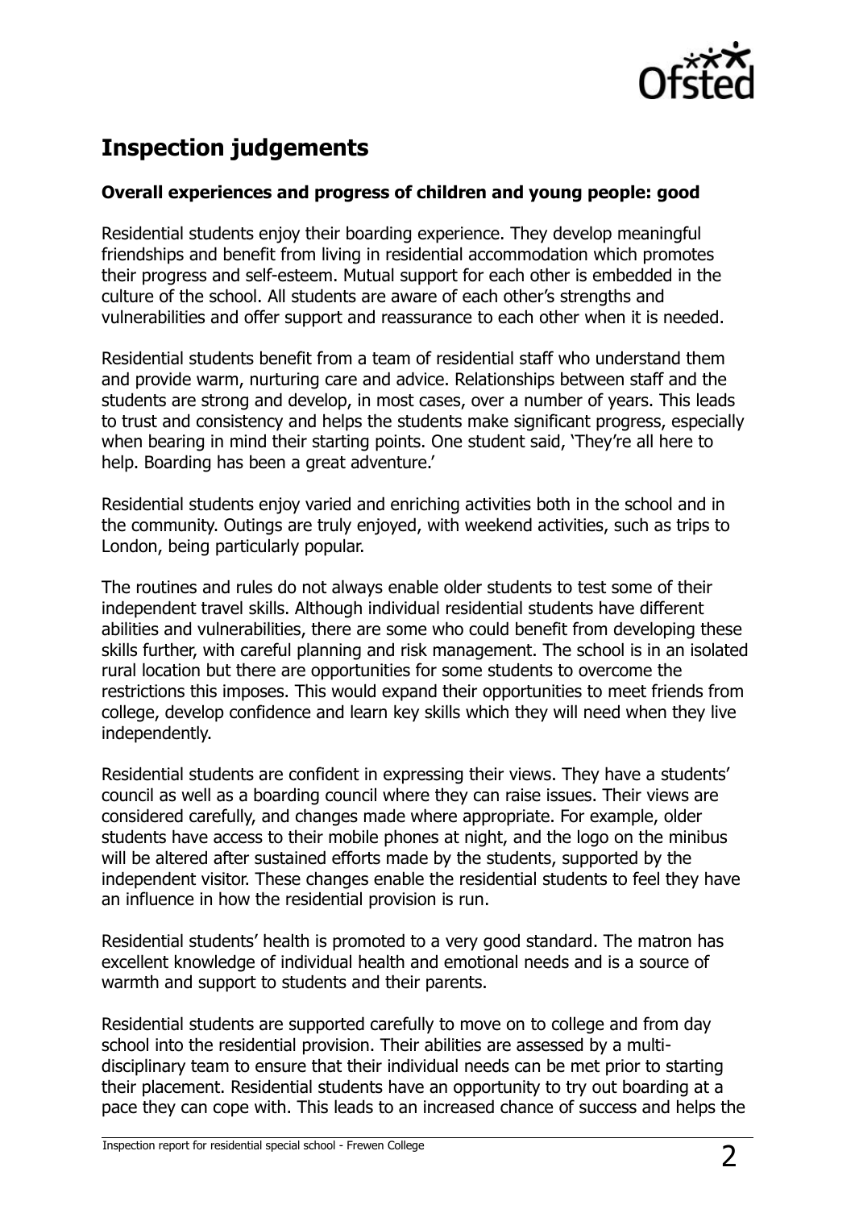## Inspection judgements

### Overall experiences and progress of children and young people: good

Residential students enjoy their boarding experience. They develop meaningful friendships and benefit from living in residential accommodation which promotes their progress and self-esteem. Mutual support for each other is embedded in the culture of the school. All students are aware of each other's strengths and vulnerabilities and offer support and reassurance to each other when it is needed.

Residential students benefit from a team of residential staff who understand them and provide warm, nurturing care and advice. Relationships between staff and the students are strong and develop, in most cases, over a number of years. This leads to trust and consistency and helps the students make significant progress, especially when bearing in mind their starting points. One student said, 'They're all here to help. Boarding has been a great adventure.'

Residential students enjoy varied and enriching activities both in the school and in the community. Outings are truly enjoyed, with weekend activities, such as trips to London, being particularly popular.

The routines and rules do not always enable older students to test some of their independent travel skills. Although individual residential students have different abilities and vulnerabilities, there are some who could benefit from developing these skills further, with careful planning and risk management. The school is in an isolated rural location but there are opportunities for some students to overcome the restrictions this imposes. This would expand their opportunities to meet friends from college, develop confidence and learn key skills which they will need when they live independently.

Residential students are confident in expressing their views. They have a students' council as well as a boarding council where they can raise issues. Their views are considered carefully, and changes made where appropriate. For example, older students have access to their mobile phones at night, and the logo on the minibus will be altered after sustained efforts made by the students, supported by the independent visitor. These changes enable the residential students to feel they have an influence in how the residential provision is run.

Residential students' health is promoted to a very good standard. The matron has excellent knowledge of individual health and emotional needs and is a source of warmth and support to students and their parents.

Residential students are supported carefully to move on to college and from day school into the residential provision. Their abilities are assessed by a multi-disciplinary team to ensure that their individual needs can be met prior to starting their placement. Residential students have an opportunity to try out boarding at a pace they can cope with. This leads to an increased chance of success and helps the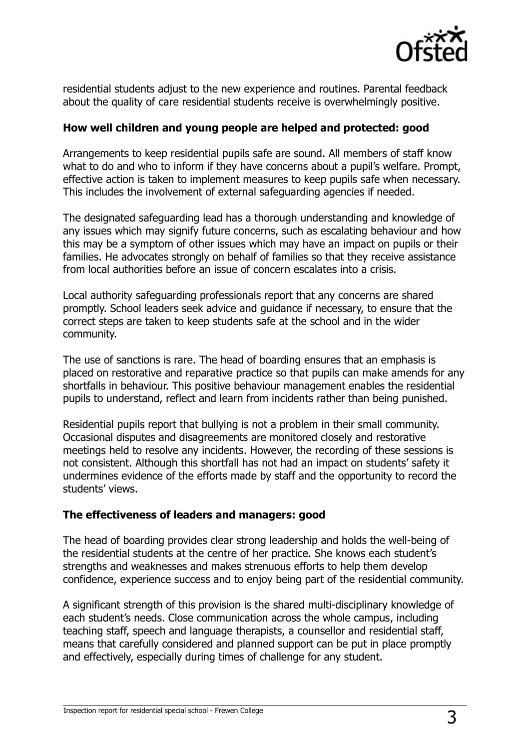residential students adjust to the new experience and routines. Parental feedback about the quality of care residential students receive is overwhelmingly positive.

**How well children and young people are helped and protected: good**

Arrangements to keep residential pupils safe are sound. All members of staff know what to do and who to inform if they have concerns about a pupil's welfare. Prompt, effective action is taken to implement measures to keep pupils safe when necessary. This includes the involvement of external safeguarding agencies if needed.

The designated safeguarding lead has a thorough understanding and knowledge of any issues which may signify future concerns, such as escalating behaviour and how this may be a symptom of other issues which may have an impact on pupils or their families. He advocates strongly on behalf of families so that they receive assistance from local authorities before an issue of concern escalates into a crisis.

Local authority safeguarding professionals report that any concerns are shared promptly. School leaders seek advice and guidance if necessary, to ensure that the correct steps are taken to keep students safe at the school and in the wider community.

The use of sanctions is rare. The head of boarding ensures that an emphasis is placed on restorative and reparative practice so that pupils can make amends for any shortfalls in behaviour. This positive behaviour management enables the residential pupils to understand, reflect and learn from incidents rather than being punished.

Residential pupils report that bullying is not a problem in their small community. Occasional disputes and disagreements are monitored closely and restorative meetings held to resolve any incidents. However, the recording of these sessions is not consistent. Although this shortfall has not had an impact on students' safety it undermines evidence of the efforts made by staff and the opportunity to record the students' views.

**The effectiveness of leaders and managers: good**

The head of boarding provides clear strong leadership and holds the well-being of the residential students at the centre of her practice. She knows each student's strengths and weaknesses and makes strenuous efforts to help them develop confidence, experience success and to enjoy being part of the residential community.

A significant strength of this provision is the shared multi-disciplinary knowledge of each student's needs. Close communication across the whole campus, including teaching staff, speech and language therapists, a counsellor and residential staff, means that carefully considered and planned support can be put in place promptly and effectively, especially during times of challenge for any student.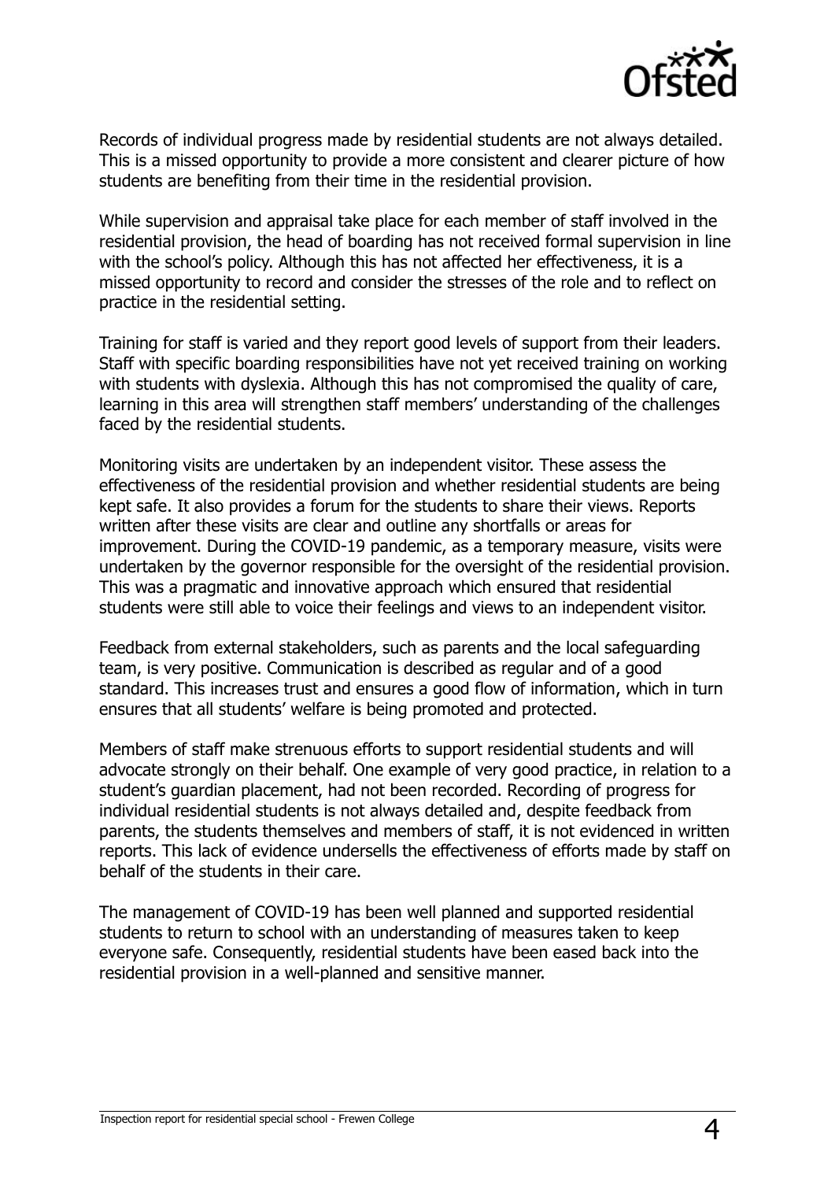Records of individual progress made by residential students are not always detailed. This is a missed opportunity to provide a more consistent and clearer picture of how students are benefiting from their time in the residential provision.

While supervision and appraisal take place for each member of staff involved in the residential provision, the head of boarding has not received formal supervision in line with the school's policy. Although this has not affected her effectiveness, it is a missed opportunity to record and consider the stresses of the role and to reflect on practice in the residential setting.

Training for staff is varied and they report good levels of support from their leaders. Staff with specific boarding responsibilities have not yet received training on working with students with dyslexia. Although this has not compromised the quality of care, learning in this area will strengthen staff members' understanding of the challenges faced by the residential students.

Monitoring visits are undertaken by an independent visitor. These assess the effectiveness of the residential provision and whether residential students are being kept safe. It also provides a forum for the students to share their views. Reports written after these visits are clear and outline any shortfalls or areas for improvement. During the COVID-19 pandemic, as a temporary measure, visits were undertaken by the governor responsible for the oversight of the residential provision. This was a pragmatic and innovative approach which ensured that residential students were still able to voice their feelings and views to an independent visitor.

Feedback from external stakeholders, such as parents and the local safeguarding team, is very positive. Communication is described as regular and of a good standard. This increases trust and ensures a good flow of information, which in turn ensures that all students' welfare is being promoted and protected.

Members of staff make strenuous efforts to support residential students and will advocate strongly on their behalf. One example of very good practice, in relation to a student's guardian placement, had not been recorded. Recording of progress for individual residential students is not always detailed and, despite feedback from parents, the students themselves and members of staff, it is not evidenced in written reports. This lack of evidence undersells the effectiveness of efforts made by staff on behalf of the students in their care.

The management of COVID-19 has been well planned and supported residential students to return to school with an understanding of measures taken to keep everyone safe. Consequently, residential students have been eased back into the residential provision in a well-planned and sensitive manner.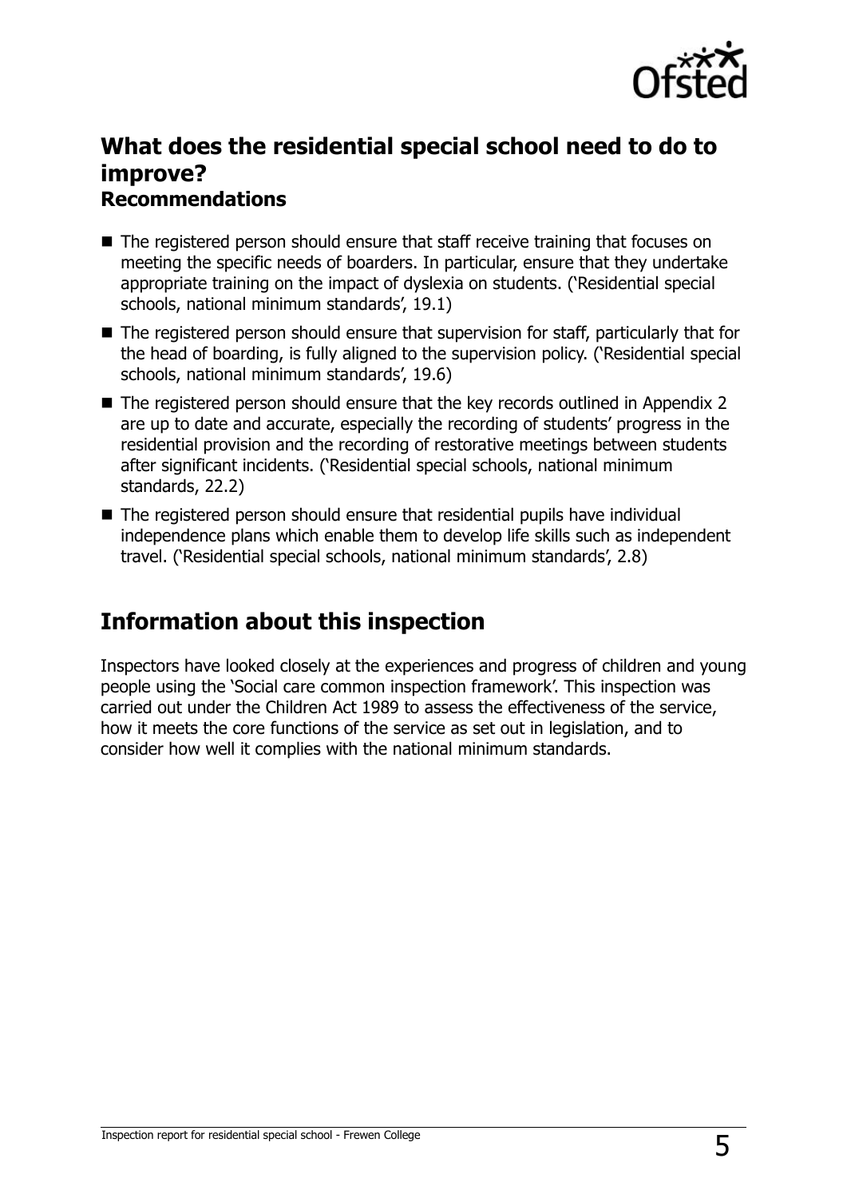## What does the residential special school need to do to improve?

### Recommendations

- The registered person should ensure that staff receive training that focuses on meeting the specific needs of boarders. In particular, ensure that they undertake appropriate training on the impact of dyslexia on students. ('Residential special schools, national minimum standards', 19.1)
- The registered person should ensure that supervision for staff, particularly that for the head of boarding, is fully aligned to the supervision policy. ('Residential special schools, national minimum standards', 19.6)
- The registered person should ensure that the key records outlined in Appendix 2 are up to date and accurate, especially the recording of students' progress in the residential provision and the recording of restorative meetings between students after significant incidents. ('Residential special schools, national minimum standards, 22.2)
- The registered person should ensure that residential pupils have individual independence plans which enable them to develop life skills such as independent travel. ('Residential special schools, national minimum standards', 2.8)

## Information about this inspection

Inspectors have looked closely at the experiences and progress of children and young people using the 'Social care common inspection framework'. This inspection was carried out under the Children Act 1989 to assess the effectiveness of the service, how it meets the core functions of the service as set out in legislation, and to consider how well it complies with the national minimum standards.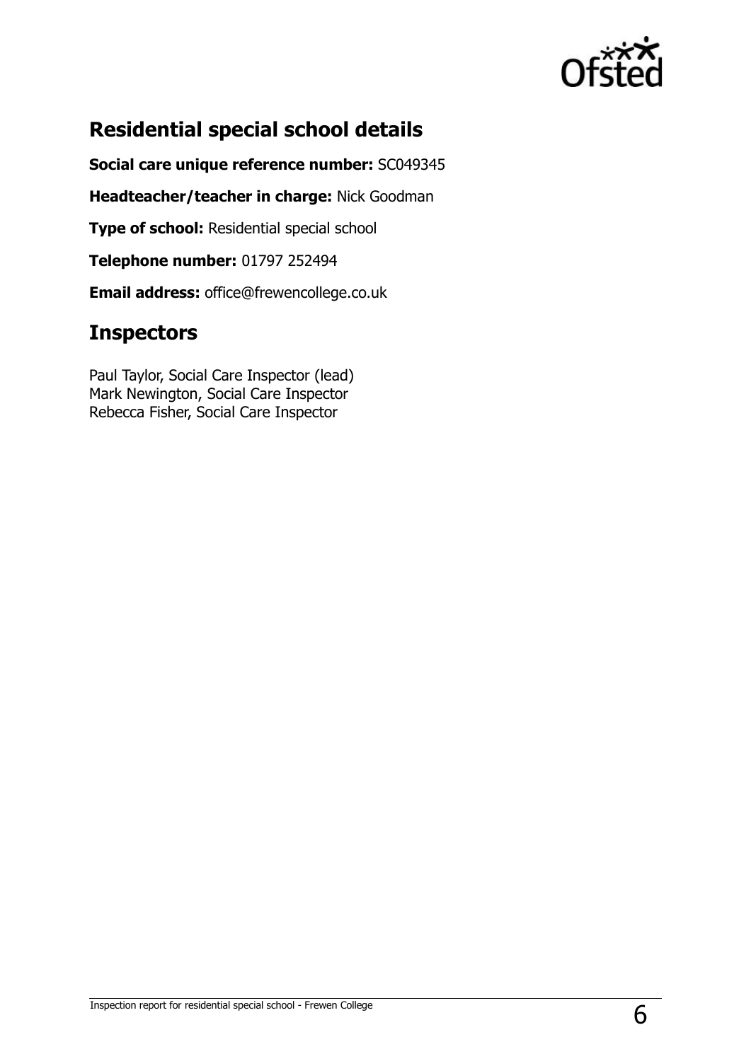## Residential special school details

**Social care unique reference number:** SC049345

**Headteacher/teacher in charge:** Nick Goodman

**Type of school:** Residential special school

**Telephone number:** 01797 252494

**Email address:** office@frewencollege.co.uk

## Inspectors

Paul Taylor, Social Care Inspector (lead)
Mark Newington, Social Care Inspector
Rebecca Fisher, Social Care Inspector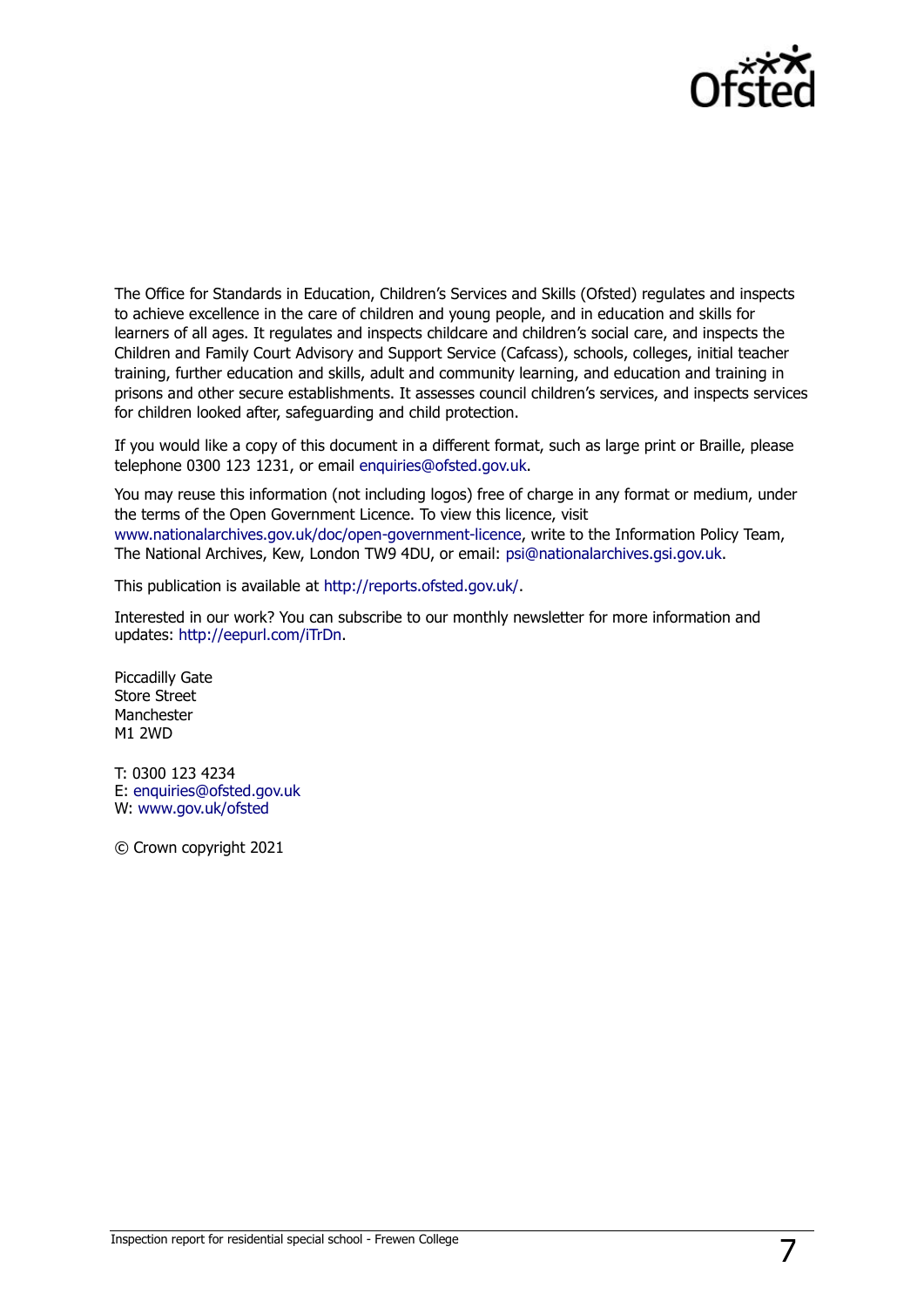The Office for Standards in Education, Children's Services and Skills (Ofsted) regulates and inspects to achieve excellence in the care of children and young people, and in education and skills for learners of all ages. It regulates and inspects childcare and children's social care, and inspects the Children and Family Court Advisory and Support Service (Cafcass), schools, colleges, initial teacher training, further education and skills, adult and community learning, and education and training in prisons and other secure establishments. It assesses council children's services, and inspects services for children looked after, safeguarding and child protection.

If you would like a copy of this document in a different format, such as large print or Braille, please telephone 0300 123 1231, or email enquiries@ofsted.gov.uk.

You may reuse this information (not including logos) free of charge in any format or medium, under the terms of the Open Government Licence. To view this licence, visit www.nationalarchives.gov.uk/doc/open-government-licence, write to the Information Policy Team, The National Archives, Kew, London TW9 4DU, or email: psi@nationalarchives.gsi.gov.uk.

This publication is available at http://reports.ofsted.gov.uk/.

Interested in our work? You can subscribe to our monthly newsletter for more information and updates: http://eepurl.com/iTrDn.

Piccadilly Gate
Store Street
Manchester
M1 2WD

T: 0300 123 4234
E: enquiries@ofsted.gov.uk
W: www.gov.uk/ofsted

© Crown copyright 2021